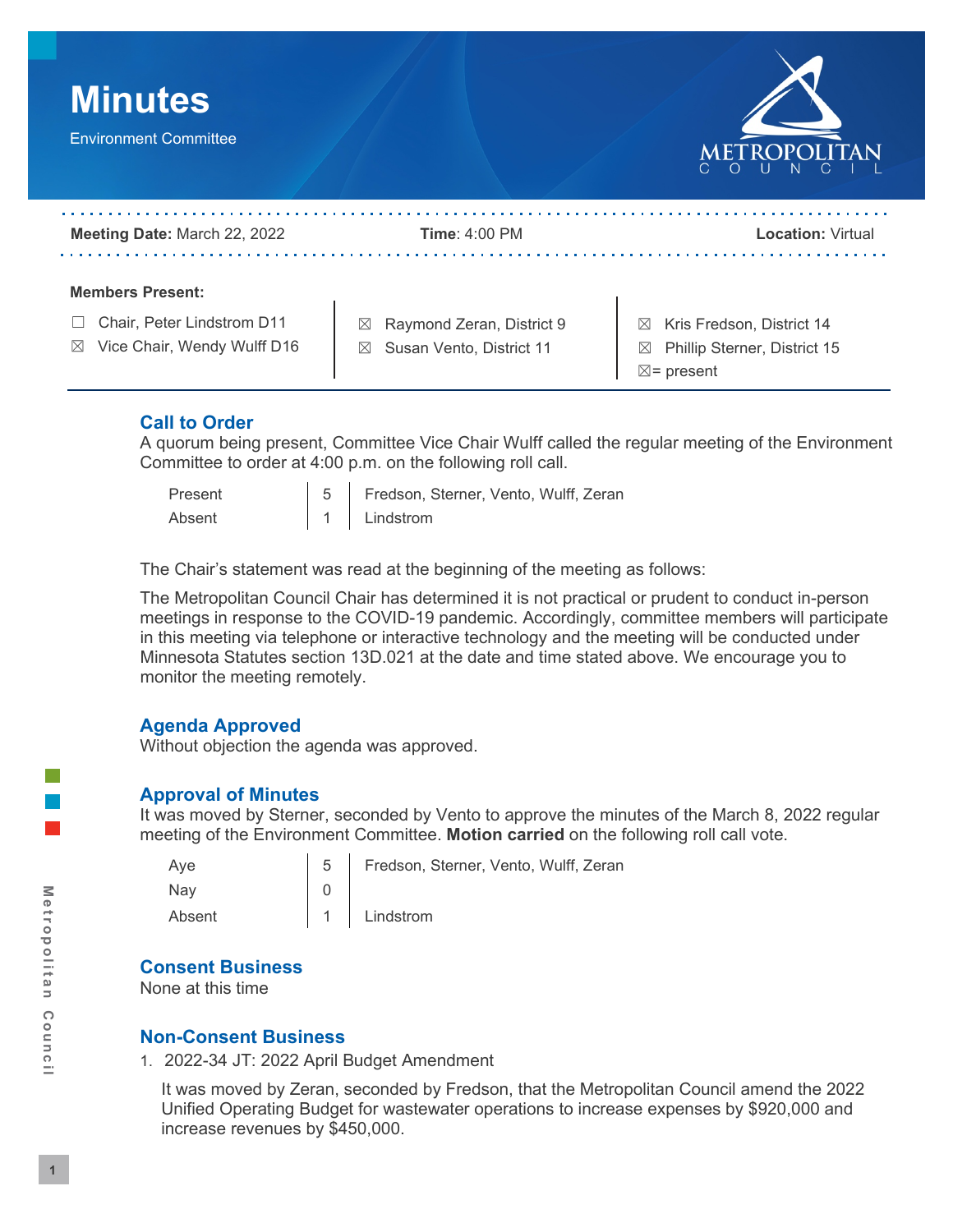# Minutes

Environment Committee

**Meeting Date:** March 22, 2022 **Time**: 4:00 PM **Location:** Virtual

**Members Present:**

☐ Chair, Peter Lindstrom D11
☒ Vice Chair, Wendy Wulff D16
☒ Raymond Zeran, District 9
☒ Susan Vento, District 11
☒ Kris Fredson, District 14
☒ Phillip Sterner, District 15
☒= present

## Call to Order

A quorum being present, Committee Vice Chair Wulff called the regular meeting of the Environment Committee to order at 4:00 p.m. on the following roll call.

| | | |
|---|---|---|
| Present | 5 | Fredson, Sterner, Vento, Wulff, Zeran |
| Absent | 1 | Lindstrom |

The Chair's statement was read at the beginning of the meeting as follows:

The Metropolitan Council Chair has determined it is not practical or prudent to conduct in-person meetings in response to the COVID-19 pandemic. Accordingly, committee members will participate in this meeting via telephone or interactive technology and the meeting will be conducted under Minnesota Statutes section 13D.021 at the date and time stated above. We encourage you to monitor the meeting remotely.

## Agenda Approved

Without objection the agenda was approved.

## Approval of Minutes

It was moved by Sterner, seconded by Vento to approve the minutes of the March 8, 2022 regular meeting of the Environment Committee. **Motion carried** on the following roll call vote.

| | | |
|---|---|---|
| Aye | 5 | Fredson, Sterner, Vento, Wulff, Zeran |
| Nay | 0 | |
| Absent | 1 | Lindstrom |

## Consent Business

None at this time

## Non-Consent Business

1. 2022-34 JT: 2022 April Budget Amendment

   It was moved by Zeran, seconded by Fredson, that the Metropolitan Council amend the 2022 Unified Operating Budget for wastewater operations to increase expenses by $920,000 and increase revenues by $450,000.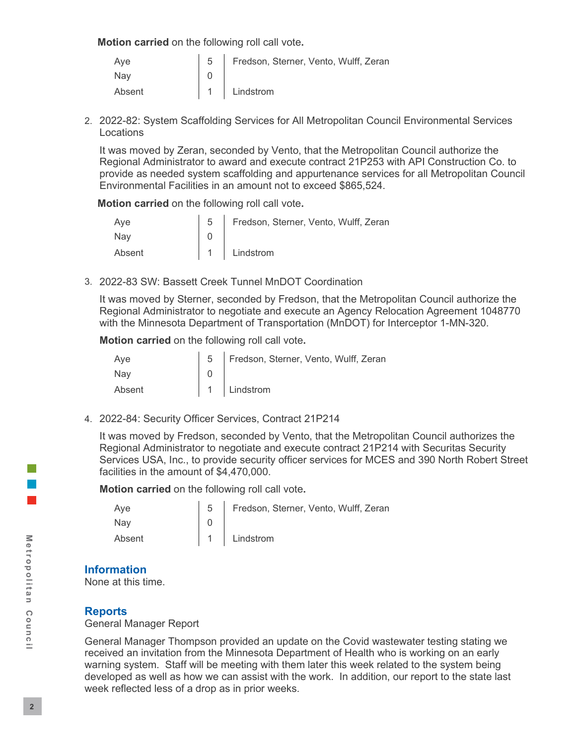**Motion carried** on the following roll call vote.

| | | |
|---|---|---|
| Aye | 5 | Fredson, Sterner, Vento, Wulff, Zeran |
| Nay | 0 | |
| Absent | 1 | Lindstrom |

2. 2022-82: System Scaffolding Services for All Metropolitan Council Environmental Services Locations

   It was moved by Zeran, seconded by Vento, that the Metropolitan Council authorize the Regional Administrator to award and execute contract 21P253 with API Construction Co. to provide as needed system scaffolding and appurtenance services for all Metropolitan Council Environmental Facilities in an amount not to exceed $865,524.

   **Motion carried** on the following roll call vote.

| | | |
|---|---|---|
| Aye | 5 | Fredson, Sterner, Vento, Wulff, Zeran |
| Nay | 0 | |
| Absent | 1 | Lindstrom |

3. 2022-83 SW: Bassett Creek Tunnel MnDOT Coordination

   It was moved by Sterner, seconded by Fredson, that the Metropolitan Council authorize the Regional Administrator to negotiate and execute an Agency Relocation Agreement 1048770 with the Minnesota Department of Transportation (MnDOT) for Interceptor 1-MN-320.

   **Motion carried** on the following roll call vote.

| | | |
|---|---|---|
| Aye | 5 | Fredson, Sterner, Vento, Wulff, Zeran |
| Nay | 0 | |
| Absent | 1 | Lindstrom |

4. 2022-84: Security Officer Services, Contract 21P214

   It was moved by Fredson, seconded by Vento, that the Metropolitan Council authorizes the Regional Administrator to negotiate and execute contract 21P214 with Securitas Security Services USA, Inc., to provide security officer services for MCES and 390 North Robert Street facilities in the amount of $4,470,000.

   **Motion carried** on the following roll call vote.

| | | |
|---|---|---|
| Aye | 5 | Fredson, Sterner, Vento, Wulff, Zeran |
| Nay | 0 | |
| Absent | 1 | Lindstrom |

## Information

None at this time.

## Reports

General Manager Report

General Manager Thompson provided an update on the Covid wastewater testing stating we received an invitation from the Minnesota Department of Health who is working on an early warning system. Staff will be meeting with them later this week related to the system being developed as well as how we can assist with the work. In addition, our report to the state last week reflected less of a drop as in prior weeks.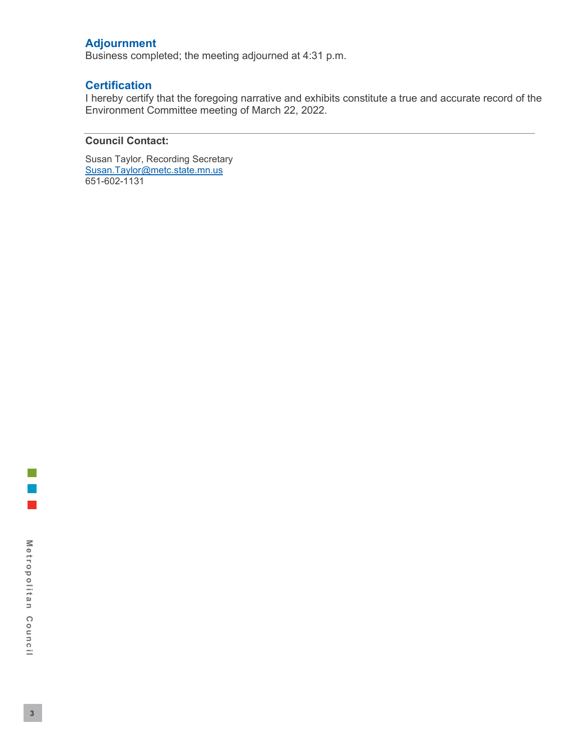## Adjournment

Business completed; the meeting adjourned at 4:31 p.m.

## Certification

I hereby certify that the foregoing narrative and exhibits constitute a true and accurate record of the Environment Committee meeting of March 22, 2022.

---

**Council Contact:**

Susan Taylor, Recording Secretary
Susan.Taylor@metc.state.mn.us
651-602-1131